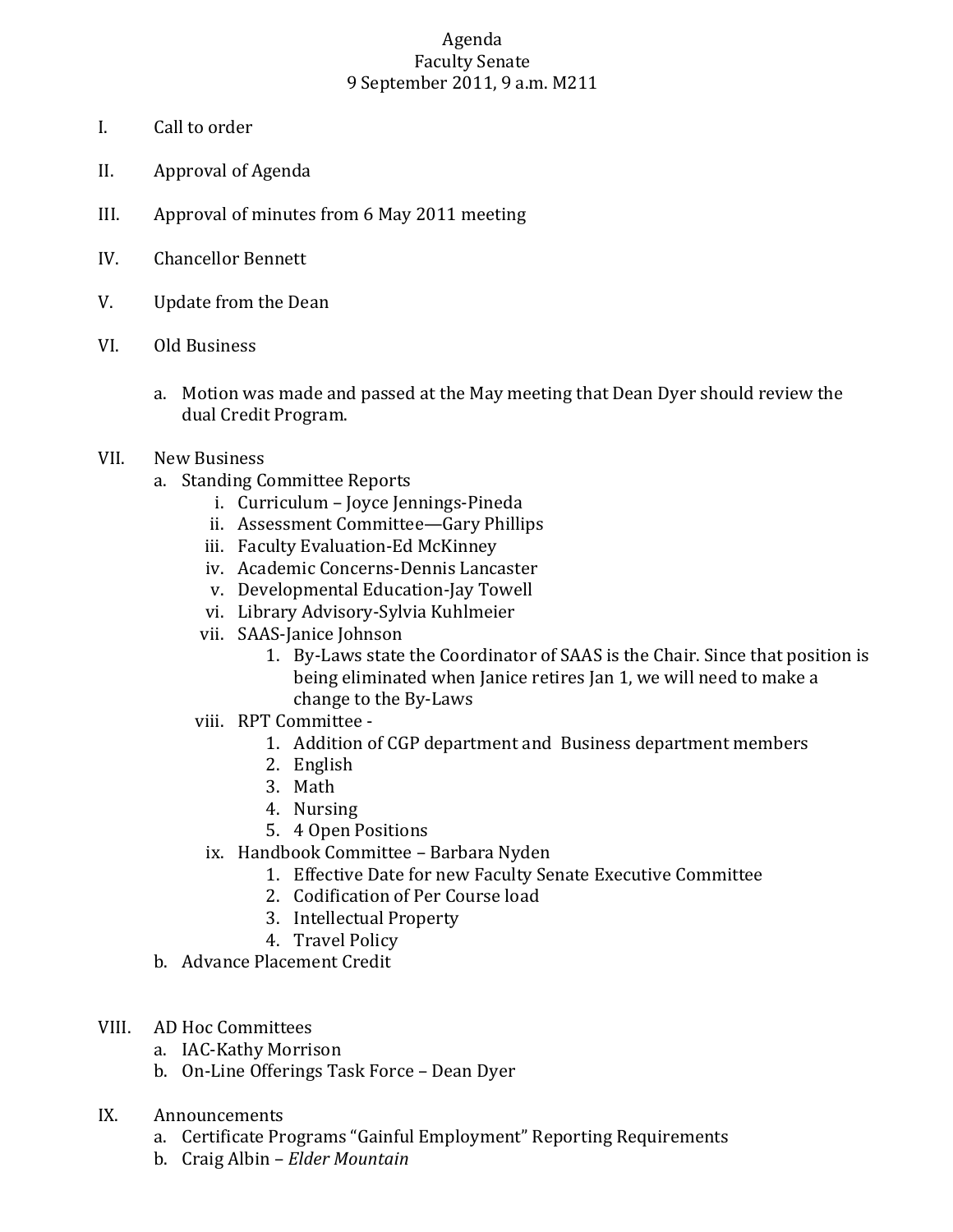# Agenda
## Faculty Senate
### 9 September 2011, 9 a.m. M211

I. Call to order

II. Approval of Agenda

III. Approval of minutes from 6 May 2011 meeting

IV. Chancellor Bennett

V. Update from the Dean

VI. Old Business

   a. Motion was made and passed at the May meeting that Dean Dyer should review the dual Credit Program.

VII. New Business

   a. Standing Committee Reports
      i. Curriculum – Joyce Jennings-Pineda
      ii. Assessment Committee—Gary Phillips
      iii. Faculty Evaluation-Ed McKinney
      iv. Academic Concerns-Dennis Lancaster
      v. Developmental Education-Jay Towell
      vi. Library Advisory-Sylvia Kuhlmeier
      vii. SAAS-Janice Johnson
         1. By-Laws state the Coordinator of SAAS is the Chair. Since that position is being eliminated when Janice retires Jan 1, we will need to make a change to the By-Laws
      viii. RPT Committee -
         1. Addition of CGP department and Business department members
         2. English
         3. Math
         4. Nursing
         5. 4 Open Positions
      ix. Handbook Committee – Barbara Nyden
         1. Effective Date for new Faculty Senate Executive Committee
         2. Codification of Per Course load
         3. Intellectual Property
         4. Travel Policy

   b. Advance Placement Credit

VIII. AD Hoc Committees

   a. IAC-Kathy Morrison
   b. On-Line Offerings Task Force – Dean Dyer

IX. Announcements

   a. Certificate Programs "Gainful Employment" Reporting Requirements
   b. Craig Albin – *Elder Mountain*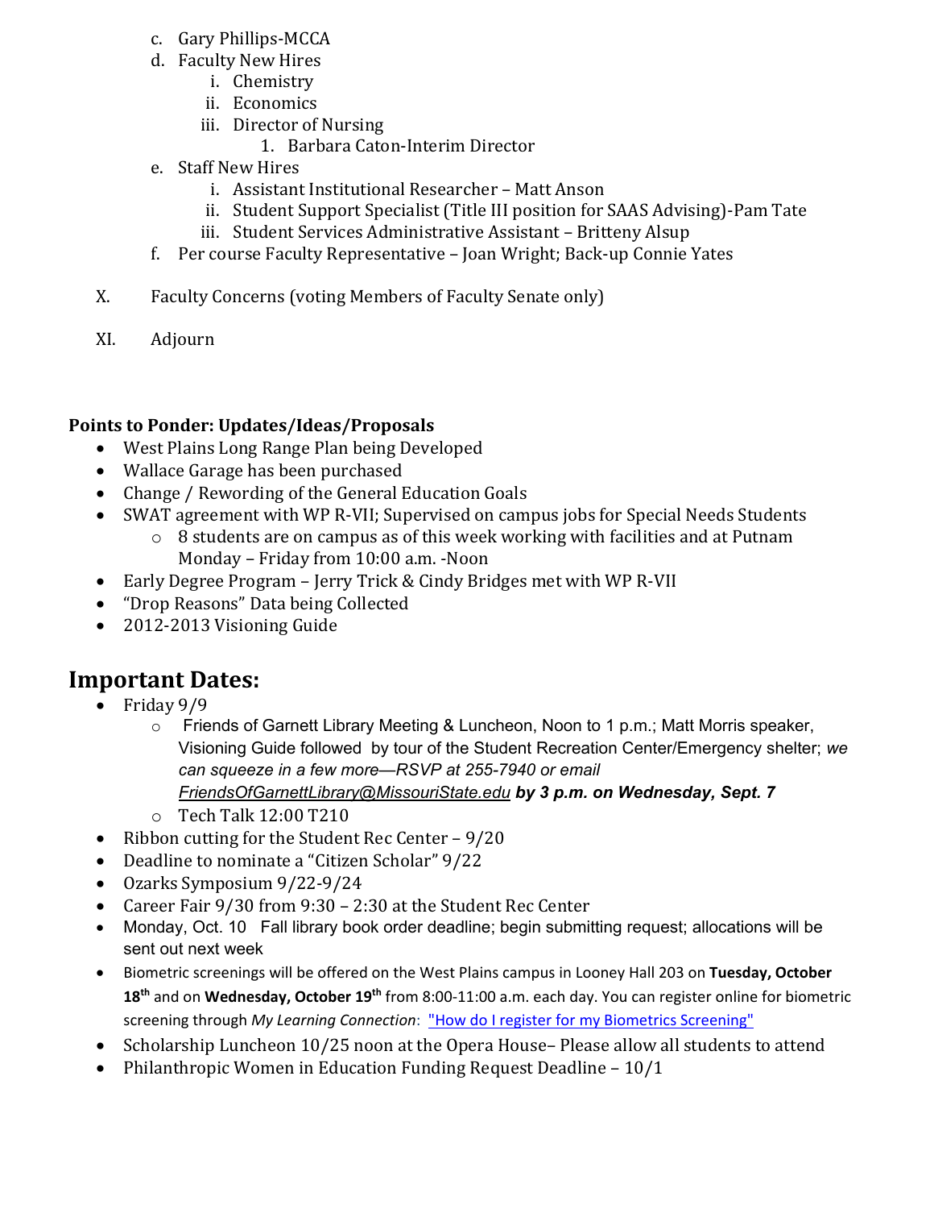c. Gary Phillips-MCCA
d. Faculty New Hires
   i. Chemistry
   ii. Economics
   iii. Director of Nursing
      1. Barbara Caton-Interim Director
e. Staff New Hires
   i. Assistant Institutional Researcher – Matt Anson
   ii. Student Support Specialist (Title III position for SAAS Advising)-Pam Tate
   iii. Student Services Administrative Assistant – Britteny Alsup
f. Per course Faculty Representative – Joan Wright; Back-up Connie Yates

X. Faculty Concerns (voting Members of Faculty Senate only)

XI. Adjourn

**Points to Ponder: Updates/Ideas/Proposals**

- West Plains Long Range Plan being Developed
- Wallace Garage has been purchased
- Change / Rewording of the General Education Goals
- SWAT agreement with WP R-VII; Supervised on campus jobs for Special Needs Students
  - 8 students are on campus as of this week working with facilities and at Putnam Monday – Friday from 10:00 a.m. -Noon
- Early Degree Program – Jerry Trick & Cindy Bridges met with WP R-VII
- "Drop Reasons" Data being Collected
- 2012-2013 Visioning Guide

## Important Dates:

- Friday 9/9
  - Friends of Garnett Library Meeting & Luncheon, Noon to 1 p.m.; Matt Morris speaker, Visioning Guide followed by tour of the Student Recreation Center/Emergency shelter; *we can squeeze in a few more—RSVP at 255-7940 or email FriendsOfGarnettLibrary@MissouriState.edu* ***by 3 p.m. on Wednesday, Sept. 7***
  - Tech Talk 12:00 T210
- Ribbon cutting for the Student Rec Center – 9/20
- Deadline to nominate a "Citizen Scholar" 9/22
- Ozarks Symposium 9/22-9/24
- Career Fair 9/30 from 9:30 – 2:30 at the Student Rec Center
- Monday, Oct. 10 Fall library book order deadline; begin submitting request; allocations will be sent out next week
- Biometric screenings will be offered on the West Plains campus in Looney Hall 203 on **Tuesday, October 18th** and on **Wednesday, October 19th** from 8:00-11:00 a.m. each day. You can register online for biometric screening through *My Learning Connection*: "How do I register for my Biometrics Screening"
- Scholarship Luncheon 10/25 noon at the Opera House– Please allow all students to attend
- Philanthropic Women in Education Funding Request Deadline – 10/1